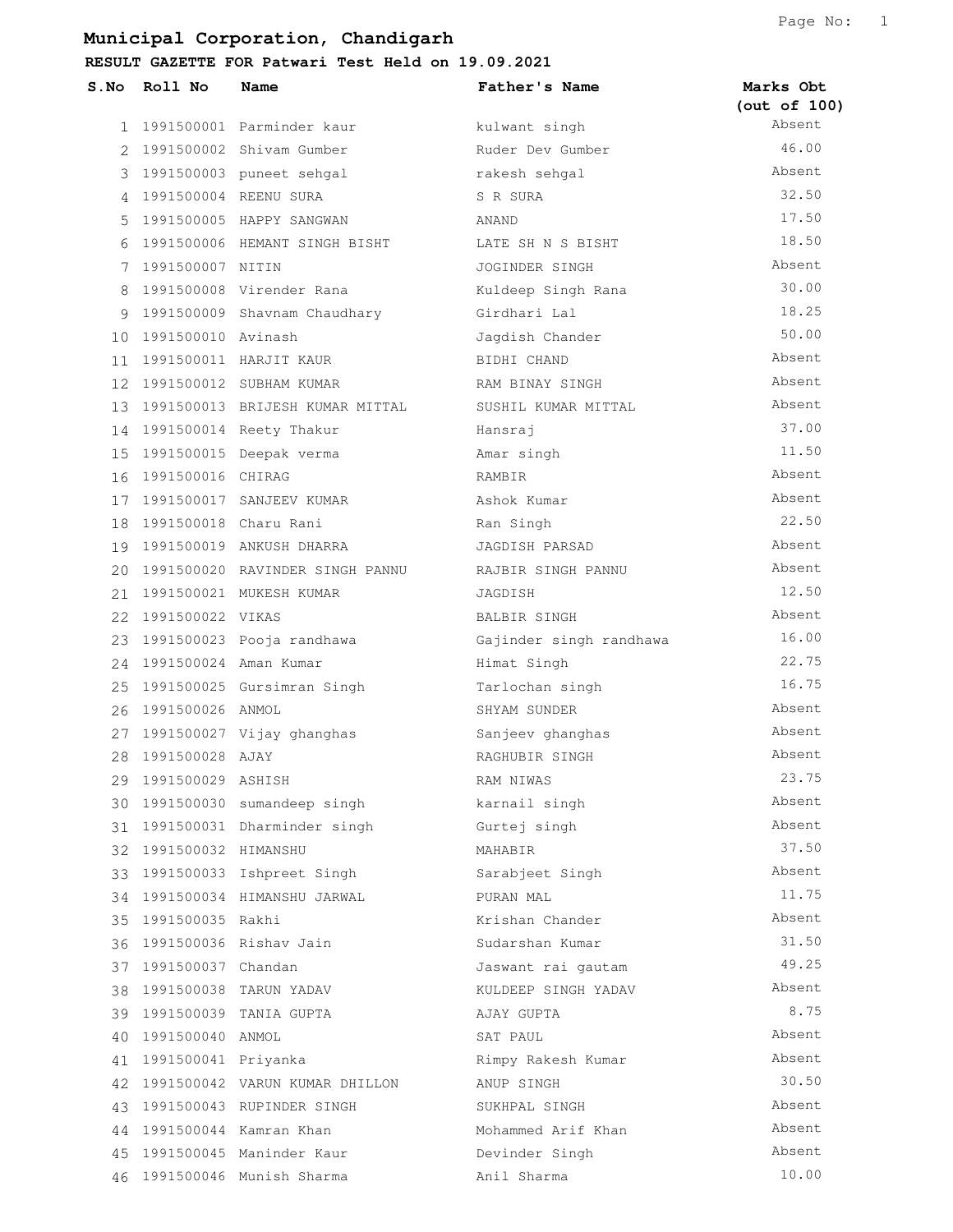# Municipal Corporation, Chandigarh

## RESULT GAZETTE FOR Patwari Test Held on 19.09.2021

| S.No | Roll No | Name | Father's Name | Marks Obt (out of 100) |
|---|---|---|---|---|
| 1 | 1991500001 | Parminder kaur | kulwant singh | Absent |
| 2 | 1991500002 | Shivam Gumber | Ruder Dev Gumber | 46.00 |
| 3 | 1991500003 | puneet sehgal | rakesh sehgal | Absent |
| 4 | 1991500004 | REENU SURA | S R SURA | 32.50 |
| 5 | 1991500005 | HAPPY SANGWAN | ANAND | 17.50 |
| 6 | 1991500006 | HEMANT SINGH BISHT | LATE SH N S BISHT | 18.50 |
| 7 | 1991500007 | NITIN | JOGINDER SINGH | Absent |
| 8 | 1991500008 | Virender Rana | Kuldeep Singh Rana | 30.00 |
| 9 | 1991500009 | Shavnam Chaudhary | Girdhari Lal | 18.25 |
| 10 | 1991500010 | Avinash | Jagdish Chander | 50.00 |
| 11 | 1991500011 | HARJIT KAUR | BIDHI CHAND | Absent |
| 12 | 1991500012 | SUBHAM KUMAR | RAM BINAY SINGH | Absent |
| 13 | 1991500013 | BRIJESH KUMAR MITTAL | SUSHIL KUMAR MITTAL | Absent |
| 14 | 1991500014 | Reety Thakur | Hansraj | 37.00 |
| 15 | 1991500015 | Deepak verma | Amar singh | 11.50 |
| 16 | 1991500016 | CHIRAG | RAMBIR | Absent |
| 17 | 1991500017 | SANJEEV KUMAR | Ashok Kumar | Absent |
| 18 | 1991500018 | Charu Rani | Ran Singh | 22.50 |
| 19 | 1991500019 | ANKUSH DHARRA | JAGDISH PARSAD | Absent |
| 20 | 1991500020 | RAVINDER SINGH PANNU | RAJBIR SINGH PANNU | Absent |
| 21 | 1991500021 | MUKESH KUMAR | JAGDISH | 12.50 |
| 22 | 1991500022 | VIKAS | BALBIR SINGH | Absent |
| 23 | 1991500023 | Pooja randhawa | Gajinder singh randhawa | 16.00 |
| 24 | 1991500024 | Aman Kumar | Himat Singh | 22.75 |
| 25 | 1991500025 | Gursimran Singh | Tarlochan singh | 16.75 |
| 26 | 1991500026 | ANMOL | SHYAM SUNDER | Absent |
| 27 | 1991500027 | Vijay ghanghas | Sanjeev ghanghas | Absent |
| 28 | 1991500028 | AJAY | RAGHUBIR SINGH | Absent |
| 29 | 1991500029 | ASHISH | RAM NIWAS | 23.75 |
| 30 | 1991500030 | sumandeep singh | karnail singh | Absent |
| 31 | 1991500031 | Dharminder singh | Gurtej singh | Absent |
| 32 | 1991500032 | HIMANSHU | MAHABIR | 37.50 |
| 33 | 1991500033 | Ishpreet Singh | Sarabjeet Singh | Absent |
| 34 | 1991500034 | HIMANSHU JARWAL | PURAN MAL | 11.75 |
| 35 | 1991500035 | Rakhi | Krishan Chander | Absent |
| 36 | 1991500036 | Rishav Jain | Sudarshan Kumar | 31.50 |
| 37 | 1991500037 | Chandan | Jaswant rai gautam | 49.25 |
| 38 | 1991500038 | TARUN YADAV | KULDEEP SINGH YADAV | Absent |
| 39 | 1991500039 | TANIA GUPTA | AJAY GUPTA | 8.75 |
| 40 | 1991500040 | ANMOL | SAT PAUL | Absent |
| 41 | 1991500041 | Priyanka | Rimpy Rakesh Kumar | Absent |
| 42 | 1991500042 | VARUN KUMAR DHILLON | ANUP SINGH | 30.50 |
| 43 | 1991500043 | RUPINDER SINGH | SUKHPAL SINGH | Absent |
| 44 | 1991500044 | Kamran Khan | Mohammed Arif Khan | Absent |
| 45 | 1991500045 | Maninder Kaur | Devinder Singh | Absent |
| 46 | 1991500046 | Munish Sharma | Anil Sharma | 10.00 |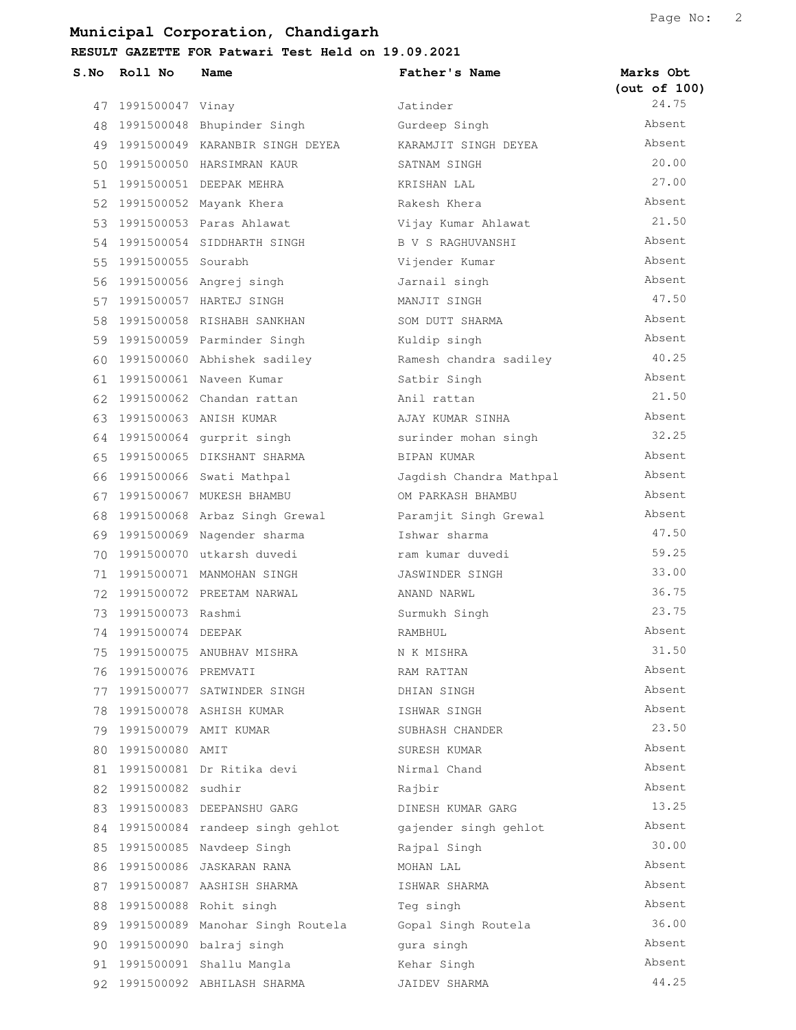# Municipal Corporation, Chandigarh

## RESULT GAZETTE FOR Patwari Test Held on 19.09.2021

| S.No | Roll No | Name | Father's Name | Marks Obt (out of 100) |
|---|---|---|---|---|
| 47 | 1991500047 | Vinay | Jatinder | 24.75 |
| 48 | 1991500048 | Bhupinder Singh | Gurdeep Singh | Absent |
| 49 | 1991500049 | KARANBIR SINGH DEYEA | KARAMJIT SINGH DEYEA | Absent |
| 50 | 1991500050 | HARSIMRAN KAUR | SATNAM SINGH | 20.00 |
| 51 | 1991500051 | DEEPAK MEHRA | KRISHAN LAL | 27.00 |
| 52 | 1991500052 | Mayank Khera | Rakesh Khera | Absent |
| 53 | 1991500053 | Paras Ahlawat | Vijay Kumar Ahlawat | 21.50 |
| 54 | 1991500054 | SIDDHARTH SINGH | B V S RAGHUVANSHI | Absent |
| 55 | 1991500055 | Sourabh | Vijender Kumar | Absent |
| 56 | 1991500056 | Angrej singh | Jarnail singh | Absent |
| 57 | 1991500057 | HARTEJ SINGH | MANJIT SINGH | 47.50 |
| 58 | 1991500058 | RISHABH SANKHAN | SOM DUTT SHARMA | Absent |
| 59 | 1991500059 | Parminder Singh | Kuldip singh | Absent |
| 60 | 1991500060 | Abhishek sadiley | Ramesh chandra sadiley | 40.25 |
| 61 | 1991500061 | Naveen Kumar | Satbir Singh | Absent |
| 62 | 1991500062 | Chandan rattan | Anil rattan | 21.50 |
| 63 | 1991500063 | ANISH KUMAR | AJAY KUMAR SINHA | Absent |
| 64 | 1991500064 | gurprit singh | surinder mohan singh | 32.25 |
| 65 | 1991500065 | DIKSHANT SHARMA | BIPAN KUMAR | Absent |
| 66 | 1991500066 | Swati Mathpal | Jagdish Chandra Mathpal | Absent |
| 67 | 1991500067 | MUKESH BHAMBU | OM PARKASH BHAMBU | Absent |
| 68 | 1991500068 | Arbaz Singh Grewal | Paramjit Singh Grewal | Absent |
| 69 | 1991500069 | Nagender sharma | Ishwar sharma | 47.50 |
| 70 | 1991500070 | utkarsh duvedi | ram kumar duvedi | 59.25 |
| 71 | 1991500071 | MANMOHAN SINGH | JASWINDER SINGH | 33.00 |
| 72 | 1991500072 | PREETAM NARWAL | ANAND NARWL | 36.75 |
| 73 | 1991500073 | Rashmi | Surmukh Singh | 23.75 |
| 74 | 1991500074 | DEEPAK | RAMBHUL | Absent |
| 75 | 1991500075 | ANUBHAV MISHRA | N K MISHRA | 31.50 |
| 76 | 1991500076 | PREMVATI | RAM RATTAN | Absent |
| 77 | 1991500077 | SATWINDER SINGH | DHIAN SINGH | Absent |
| 78 | 1991500078 | ASHISH KUMAR | ISHWAR SINGH | Absent |
| 79 | 1991500079 | AMIT KUMAR | SUBHASH CHANDER | 23.50 |
| 80 | 1991500080 | AMIT | SURESH KUMAR | Absent |
| 81 | 1991500081 | Dr Ritika devi | Nirmal Chand | Absent |
| 82 | 1991500082 | sudhir | Rajbir | Absent |
| 83 | 1991500083 | DEEPANSHU GARG | DINESH KUMAR GARG | 13.25 |
| 84 | 1991500084 | randeep singh gehlot | gajender singh gehlot | Absent |
| 85 | 1991500085 | Navdeep Singh | Rajpal Singh | 30.00 |
| 86 | 1991500086 | JASKARAN RANA | MOHAN LAL | Absent |
| 87 | 1991500087 | AASHISH SHARMA | ISHWAR SHARMA | Absent |
| 88 | 1991500088 | Rohit singh | Teg singh | Absent |
| 89 | 1991500089 | Manohar Singh Routela | Gopal Singh Routela | 36.00 |
| 90 | 1991500090 | balraj singh | gura singh | Absent |
| 91 | 1991500091 | Shallu Mangla | Kehar Singh | Absent |
| 92 | 1991500092 | ABHILASH SHARMA | JAIDEV SHARMA | 44.25 |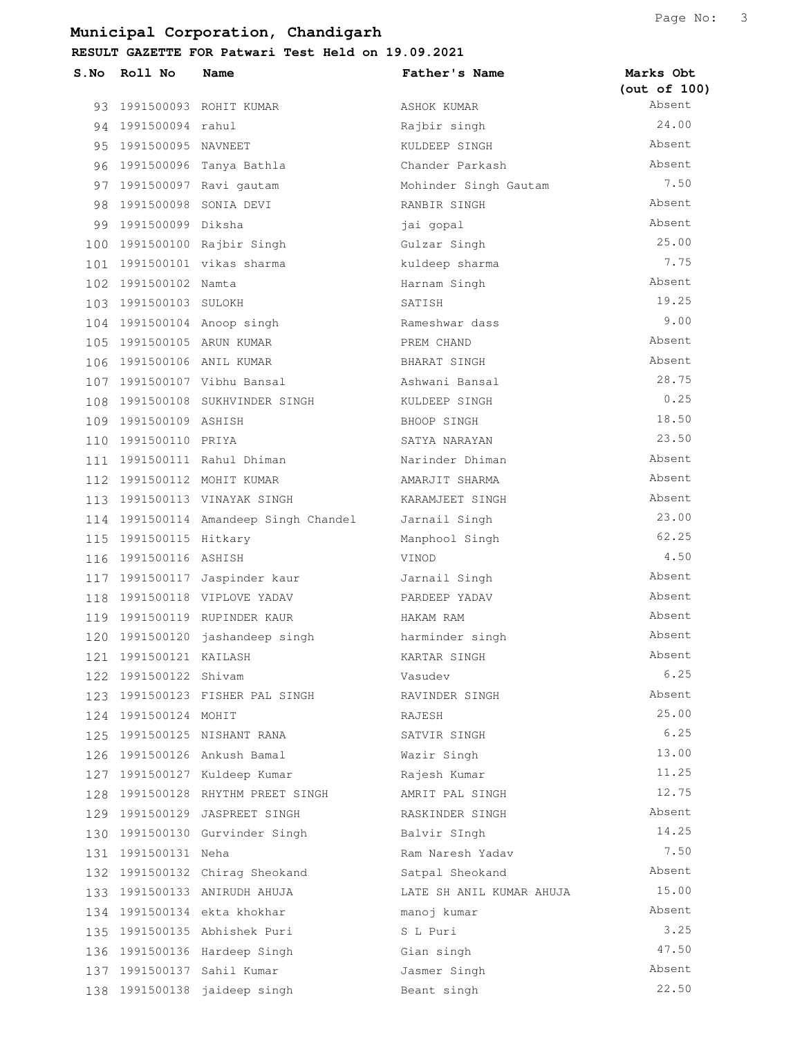## Municipal Corporation, Chandigarh

### RESULT GAZETTE FOR Patwari Test Held on 19.09.2021

| S.No | Roll No | Name | Father's Name | Marks Obt (out of 100) |
|---|---|---|---|---|
| 93 | 1991500093 | ROHIT KUMAR | ASHOK KUMAR | Absent |
| 94 | 1991500094 | rahul | Rajbir singh | 24.00 |
| 95 | 1991500095 | NAVNEET | KULDEEP SINGH | Absent |
| 96 | 1991500096 | Tanya Bathla | Chander Parkash | Absent |
| 97 | 1991500097 | Ravi gautam | Mohinder Singh Gautam | 7.50 |
| 98 | 1991500098 | SONIA DEVI | RANBIR SINGH | Absent |
| 99 | 1991500099 | Diksha | jai gopal | Absent |
| 100 | 1991500100 | Rajbir Singh | Gulzar Singh | 25.00 |
| 101 | 1991500101 | vikas sharma | kuldeep sharma | 7.75 |
| 102 | 1991500102 | Namta | Harnam Singh | Absent |
| 103 | 1991500103 | SULOKH | SATISH | 19.25 |
| 104 | 1991500104 | Anoop singh | Rameshwar dass | 9.00 |
| 105 | 1991500105 | ARUN KUMAR | PREM CHAND | Absent |
| 106 | 1991500106 | ANIL KUMAR | BHARAT SINGH | Absent |
| 107 | 1991500107 | Vibhu Bansal | Ashwani Bansal | 28.75 |
| 108 | 1991500108 | SUKHVINDER SINGH | KULDEEP SINGH | 0.25 |
| 109 | 1991500109 | ASHISH | BHOOP SINGH | 18.50 |
| 110 | 1991500110 | PRIYA | SATYA NARAYAN | 23.50 |
| 111 | 1991500111 | Rahul Dhiman | Narinder Dhiman | Absent |
| 112 | 1991500112 | MOHIT KUMAR | AMARJIT SHARMA | Absent |
| 113 | 1991500113 | VINAYAK SINGH | KARAMJEET SINGH | Absent |
| 114 | 1991500114 | Amandeep Singh Chandel | Jarnail Singh | 23.00 |
| 115 | 1991500115 | Hitkary | Manphool Singh | 62.25 |
| 116 | 1991500116 | ASHISH | VINOD | 4.50 |
| 117 | 1991500117 | Jaspinder kaur | Jarnail Singh | Absent |
| 118 | 1991500118 | VIPLOVE YADAV | PARDEEP YADAV | Absent |
| 119 | 1991500119 | RUPINDER KAUR | HAKAM RAM | Absent |
| 120 | 1991500120 | jashandeep singh | harminder singh | Absent |
| 121 | 1991500121 | KAILASH | KARTAR SINGH | Absent |
| 122 | 1991500122 | Shivam | Vasudev | 6.25 |
| 123 | 1991500123 | FISHER PAL SINGH | RAVINDER SINGH | Absent |
| 124 | 1991500124 | MOHIT | RAJESH | 25.00 |
| 125 | 1991500125 | NISHANT RANA | SATVIR SINGH | 6.25 |
| 126 | 1991500126 | Ankush Bamal | Wazir Singh | 13.00 |
| 127 | 1991500127 | Kuldeep Kumar | Rajesh Kumar | 11.25 |
| 128 | 1991500128 | RHYTHM PREET SINGH | AMRIT PAL SINGH | 12.75 |
| 129 | 1991500129 | JASPREET SINGH | RASKINDER SINGH | Absent |
| 130 | 1991500130 | Gurvinder Singh | Balvir SIngh | 14.25 |
| 131 | 1991500131 | Neha | Ram Naresh Yadav | 7.50 |
| 132 | 1991500132 | Chirag Sheokand | Satpal Sheokand | Absent |
| 133 | 1991500133 | ANIRUDH AHUJA | LATE SH ANIL KUMAR AHUJA | 15.00 |
| 134 | 1991500134 | ekta khokhar | manoj kumar | Absent |
| 135 | 1991500135 | Abhishek Puri | S L Puri | 3.25 |
| 136 | 1991500136 | Hardeep Singh | Gian singh | 47.50 |
| 137 | 1991500137 | Sahil Kumar | Jasmer Singh | Absent |
| 138 | 1991500138 | jaideep singh | Beant singh | 22.50 |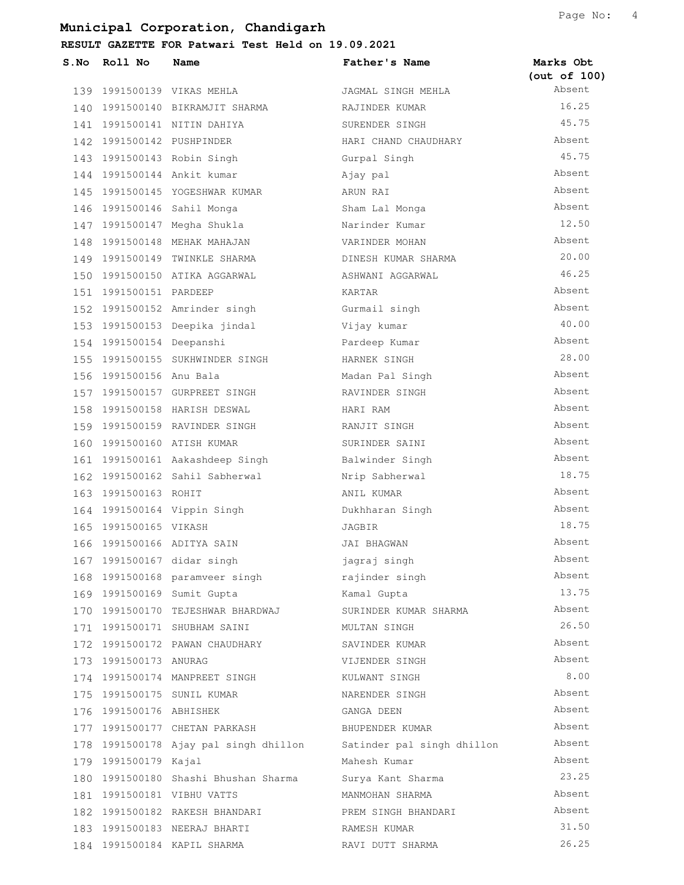## Municipal Corporation, Chandigarh

### RESULT GAZETTE FOR Patwari Test Held on 19.09.2021

| S.No | Roll No | Name | Father's Name | Marks Obt (out of 100) |
|---|---|---|---|---|
| 139 | 1991500139 | VIKAS MEHLA | JAGMAL SINGH MEHLA | Absent |
| 140 | 1991500140 | BIKRAMJIT SHARMA | RAJINDER KUMAR | 16.25 |
| 141 | 1991500141 | NITIN DAHIYA | SURENDER SINGH | 45.75 |
| 142 | 1991500142 | PUSHPINDER | HARI CHAND CHAUDHARY | Absent |
| 143 | 1991500143 | Robin Singh | Gurpal Singh | 45.75 |
| 144 | 1991500144 | Ankit kumar | Ajay pal | Absent |
| 145 | 1991500145 | YOGESHWAR KUMAR | ARUN RAI | Absent |
| 146 | 1991500146 | Sahil Monga | Sham Lal Monga | Absent |
| 147 | 1991500147 | Megha Shukla | Narinder Kumar | 12.50 |
| 148 | 1991500148 | MEHAK MAHAJAN | VARINDER MOHAN | Absent |
| 149 | 1991500149 | TWINKLE SHARMA | DINESH KUMAR SHARMA | 20.00 |
| 150 | 1991500150 | ATIKA AGGARWAL | ASHWANI AGGARWAL | 46.25 |
| 151 | 1991500151 | PARDEEP | KARTAR | Absent |
| 152 | 1991500152 | Amrinder singh | Gurmail singh | Absent |
| 153 | 1991500153 | Deepika jindal | Vijay kumar | 40.00 |
| 154 | 1991500154 | Deepanshi | Pardeep Kumar | Absent |
| 155 | 1991500155 | SUKHWINDER SINGH | HARNEK SINGH | 28.00 |
| 156 | 1991500156 | Anu Bala | Madan Pal Singh | Absent |
| 157 | 1991500157 | GURPREET SINGH | RAVINDER SINGH | Absent |
| 158 | 1991500158 | HARISH DESWAL | HARI RAM | Absent |
| 159 | 1991500159 | RAVINDER SINGH | RANJIT SINGH | Absent |
| 160 | 1991500160 | ATISH KUMAR | SURINDER SAINI | Absent |
| 161 | 1991500161 | Aakashdeep Singh | Balwinder Singh | Absent |
| 162 | 1991500162 | Sahil Sabherwal | Nrip Sabherwal | 18.75 |
| 163 | 1991500163 | ROHIT | ANIL KUMAR | Absent |
| 164 | 1991500164 | Vippin Singh | Dukhharan Singh | Absent |
| 165 | 1991500165 | VIKASH | JAGBIR | 18.75 |
| 166 | 1991500166 | ADITYA SAIN | JAI BHAGWAN | Absent |
| 167 | 1991500167 | didar singh | jagraj singh | Absent |
| 168 | 1991500168 | paramveer singh | rajinder singh | Absent |
| 169 | 1991500169 | Sumit Gupta | Kamal Gupta | 13.75 |
| 170 | 1991500170 | TEJESHWAR BHARDWAJ | SURINDER KUMAR SHARMA | Absent |
| 171 | 1991500171 | SHUBHAM SAINI | MULTAN SINGH | 26.50 |
| 172 | 1991500172 | PAWAN CHAUDHARY | SAVINDER KUMAR | Absent |
| 173 | 1991500173 | ANURAG | VIJENDER SINGH | Absent |
| 174 | 1991500174 | MANPREET SINGH | KULWANT SINGH | 8.00 |
| 175 | 1991500175 | SUNIL KUMAR | NARENDER SINGH | Absent |
| 176 | 1991500176 | ABHISHEK | GANGA DEEN | Absent |
| 177 | 1991500177 | CHETAN PARKASH | BHUPENDER KUMAR | Absent |
| 178 | 1991500178 | Ajay pal singh dhillon | Satinder pal singh dhillon | Absent |
| 179 | 1991500179 | Kajal | Mahesh Kumar | Absent |
| 180 | 1991500180 | Shashi Bhushan Sharma | Surya Kant Sharma | 23.25 |
| 181 | 1991500181 | VIBHU VATTS | MANMOHAN SHARMA | Absent |
| 182 | 1991500182 | RAKESH BHANDARI | PREM SINGH BHANDARI | Absent |
| 183 | 1991500183 | NEERAJ BHARTI | RAMESH KUMAR | 31.50 |
| 184 | 1991500184 | KAPIL SHARMA | RAVI DUTT SHARMA | 26.25 |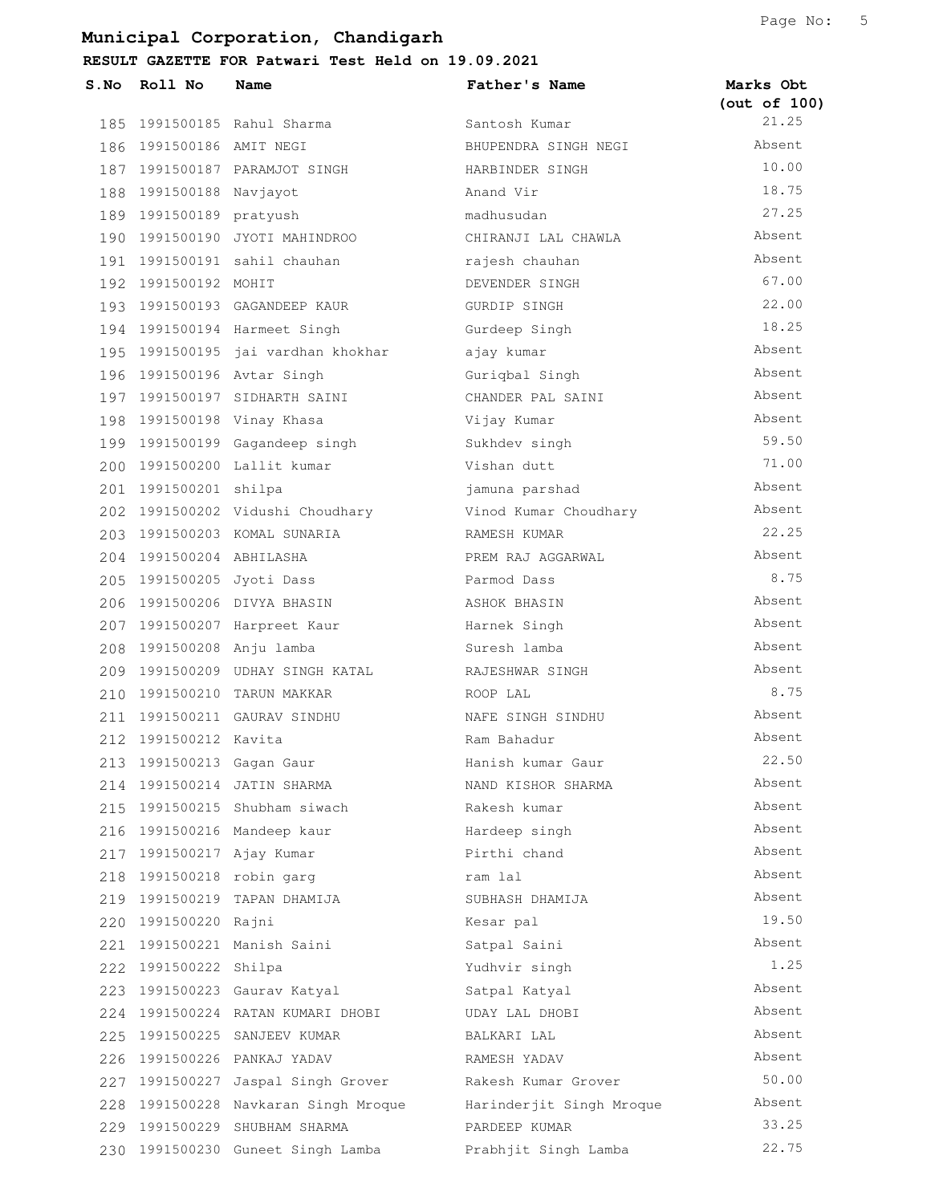## Municipal Corporation, Chandigarh

### RESULT GAZETTE FOR Patwari Test Held on 19.09.2021

| S.No | Roll No | Name | Father's Name | Marks Obt (out of 100) |
|---|---|---|---|---|
| 185 | 1991500185 | Rahul Sharma | Santosh Kumar | 21.25 |
| 186 | 1991500186 | AMIT NEGI | BHUPENDRA SINGH NEGI | Absent |
| 187 | 1991500187 | PARAMJOT SINGH | HARBINDER SINGH | 10.00 |
| 188 | 1991500188 | Navjayot | Anand Vir | 18.75 |
| 189 | 1991500189 | pratyush | madhusudan | 27.25 |
| 190 | 1991500190 | JYOTI MAHINDROO | CHIRANJI LAL CHAWLA | Absent |
| 191 | 1991500191 | sahil chauhan | rajesh chauhan | Absent |
| 192 | 1991500192 | MOHIT | DEVENDER SINGH | 67.00 |
| 193 | 1991500193 | GAGANDEEP KAUR | GURDIP SINGH | 22.00 |
| 194 | 1991500194 | Harmeet Singh | Gurdeep Singh | 18.25 |
| 195 | 1991500195 | jai vardhan khokhar | ajay kumar | Absent |
| 196 | 1991500196 | Avtar Singh | Guriqbal Singh | Absent |
| 197 | 1991500197 | SIDHARTH SAINI | CHANDER PAL SAINI | Absent |
| 198 | 1991500198 | Vinay Khasa | Vijay Kumar | Absent |
| 199 | 1991500199 | Gagandeep singh | Sukhdev singh | 59.50 |
| 200 | 1991500200 | Lallit kumar | Vishan dutt | 71.00 |
| 201 | 1991500201 | shilpa | jamuna parshad | Absent |
| 202 | 1991500202 | Vidushi Choudhary | Vinod Kumar Choudhary | Absent |
| 203 | 1991500203 | KOMAL SUNARIA | RAMESH KUMAR | 22.25 |
| 204 | 1991500204 | ABHILASHA | PREM RAJ AGGARWAL | Absent |
| 205 | 1991500205 | Jyoti Dass | Parmod Dass | 8.75 |
| 206 | 1991500206 | DIVYA BHASIN | ASHOK BHASIN | Absent |
| 207 | 1991500207 | Harpreet Kaur | Harnek Singh | Absent |
| 208 | 1991500208 | Anju lamba | Suresh lamba | Absent |
| 209 | 1991500209 | UDHAY SINGH KATAL | RAJESHWAR SINGH | Absent |
| 210 | 1991500210 | TARUN MAKKAR | ROOP LAL | 8.75 |
| 211 | 1991500211 | GAURAV SINDHU | NAFE SINGH SINDHU | Absent |
| 212 | 1991500212 | Kavita | Ram Bahadur | Absent |
| 213 | 1991500213 | Gagan Gaur | Hanish kumar Gaur | 22.50 |
| 214 | 1991500214 | JATIN SHARMA | NAND KISHOR SHARMA | Absent |
| 215 | 1991500215 | Shubham siwach | Rakesh kumar | Absent |
| 216 | 1991500216 | Mandeep kaur | Hardeep singh | Absent |
| 217 | 1991500217 | Ajay Kumar | Pirthi chand | Absent |
| 218 | 1991500218 | robin garg | ram lal | Absent |
| 219 | 1991500219 | TAPAN DHAMIJA | SUBHASH DHAMIJA | Absent |
| 220 | 1991500220 | Rajni | Kesar pal | 19.50 |
| 221 | 1991500221 | Manish Saini | Satpal Saini | Absent |
| 222 | 1991500222 | Shilpa | Yudhvir singh | 1.25 |
| 223 | 1991500223 | Gaurav Katyal | Satpal Katyal | Absent |
| 224 | 1991500224 | RATAN KUMARI DHOBI | UDAY LAL DHOBI | Absent |
| 225 | 1991500225 | SANJEEV KUMAR | BALKARI LAL | Absent |
| 226 | 1991500226 | PANKAJ YADAV | RAMESH YADAV | Absent |
| 227 | 1991500227 | Jaspal Singh Grover | Rakesh Kumar Grover | 50.00 |
| 228 | 1991500228 | Navkaran Singh Mroque | Harinderjit Singh Mroque | Absent |
| 229 | 1991500229 | SHUBHAM SHARMA | PARDEEP KUMAR | 33.25 |
| 230 | 1991500230 | Guneet Singh Lamba | Prabhjit Singh Lamba | 22.75 |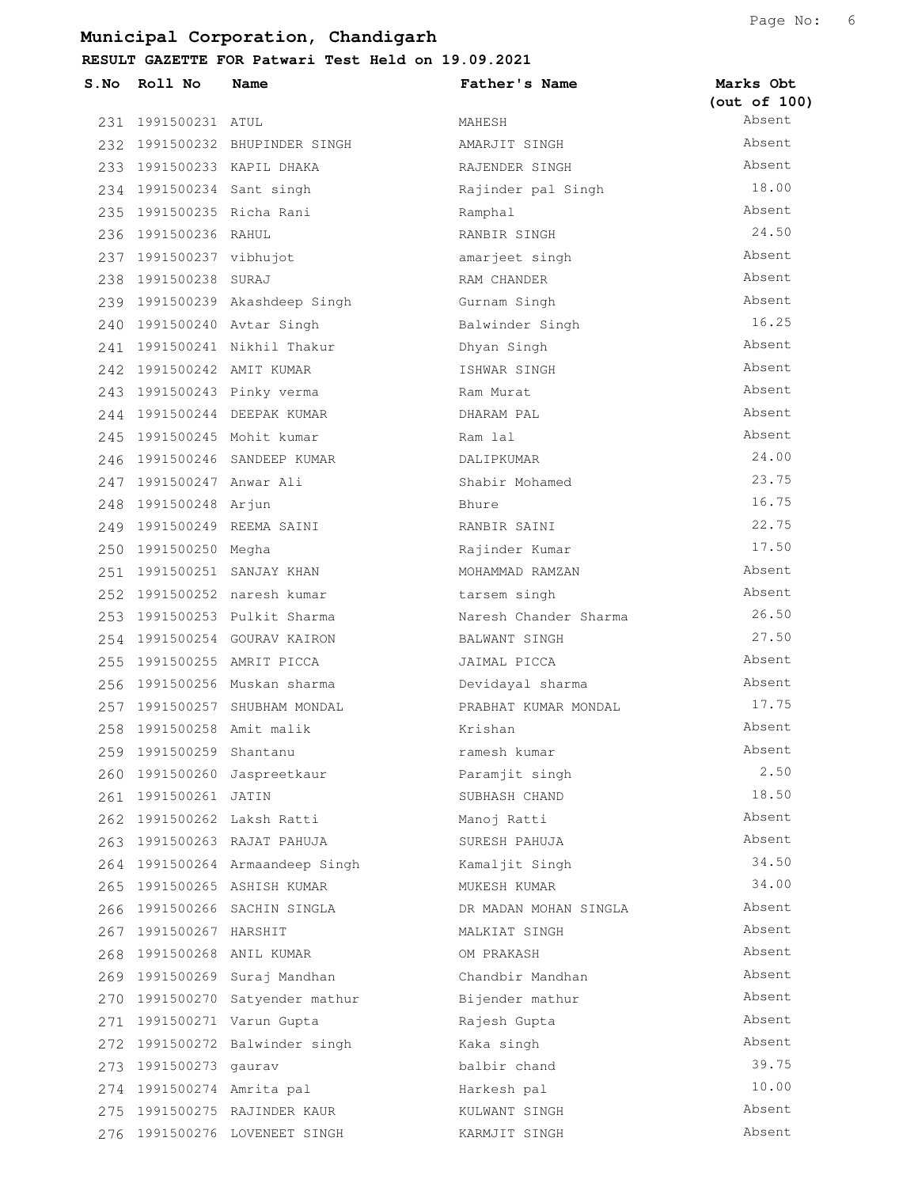# Municipal Corporation, Chandigarh

## RESULT GAZETTE FOR Patwari Test Held on 19.09.2021

| S.No | Roll No | Name | Father's Name | Marks Obt (out of 100) |
|---|---|---|---|---|
| 231 | 1991500231 | ATUL | MAHESH | Absent |
| 232 | 1991500232 | BHUPINDER SINGH | AMARJIT SINGH | Absent |
| 233 | 1991500233 | KAPIL DHAKA | RAJENDER SINGH | Absent |
| 234 | 1991500234 | Sant singh | Rajinder pal Singh | 18.00 |
| 235 | 1991500235 | Richa Rani | Ramphal | Absent |
| 236 | 1991500236 | RAHUL | RANBIR SINGH | 24.50 |
| 237 | 1991500237 | vibhujot | amarjeet singh | Absent |
| 238 | 1991500238 | SURAJ | RAM CHANDER | Absent |
| 239 | 1991500239 | Akashdeep Singh | Gurnam Singh | Absent |
| 240 | 1991500240 | Avtar Singh | Balwinder Singh | 16.25 |
| 241 | 1991500241 | Nikhil Thakur | Dhyan Singh | Absent |
| 242 | 1991500242 | AMIT KUMAR | ISHWAR SINGH | Absent |
| 243 | 1991500243 | Pinky verma | Ram Murat | Absent |
| 244 | 1991500244 | DEEPAK KUMAR | DHARAM PAL | Absent |
| 245 | 1991500245 | Mohit kumar | Ram lal | Absent |
| 246 | 1991500246 | SANDEEP KUMAR | DALIPKUMAR | 24.00 |
| 247 | 1991500247 | Anwar Ali | Shabir Mohamed | 23.75 |
| 248 | 1991500248 | Arjun | Bhure | 16.75 |
| 249 | 1991500249 | REEMA SAINI | RANBIR SAINI | 22.75 |
| 250 | 1991500250 | Megha | Rajinder Kumar | 17.50 |
| 251 | 1991500251 | SANJAY KHAN | MOHAMMAD RAMZAN | Absent |
| 252 | 1991500252 | naresh kumar | tarsem singh | Absent |
| 253 | 1991500253 | Pulkit Sharma | Naresh Chander Sharma | 26.50 |
| 254 | 1991500254 | GOURAV KAIRON | BALWANT SINGH | 27.50 |
| 255 | 1991500255 | AMRIT PICCA | JAIMAL PICCA | Absent |
| 256 | 1991500256 | Muskan sharma | Devidayal sharma | Absent |
| 257 | 1991500257 | SHUBHAM MONDAL | PRABHAT KUMAR MONDAL | 17.75 |
| 258 | 1991500258 | Amit malik | Krishan | Absent |
| 259 | 1991500259 | Shantanu | ramesh kumar | Absent |
| 260 | 1991500260 | Jaspreetkaur | Paramjit singh | 2.50 |
| 261 | 1991500261 | JATIN | SUBHASH CHAND | 18.50 |
| 262 | 1991500262 | Laksh Ratti | Manoj Ratti | Absent |
| 263 | 1991500263 | RAJAT PAHUJA | SURESH PAHUJA | Absent |
| 264 | 1991500264 | Armaandeep Singh | Kamaljit Singh | 34.50 |
| 265 | 1991500265 | ASHISH KUMAR | MUKESH KUMAR | 34.00 |
| 266 | 1991500266 | SACHIN SINGLA | DR MADAN MOHAN SINGLA | Absent |
| 267 | 1991500267 | HARSHIT | MALKIAT SINGH | Absent |
| 268 | 1991500268 | ANIL KUMAR | OM PRAKASH | Absent |
| 269 | 1991500269 | Suraj Mandhan | Chandbir Mandhan | Absent |
| 270 | 1991500270 | Satyender mathur | Bijender mathur | Absent |
| 271 | 1991500271 | Varun Gupta | Rajesh Gupta | Absent |
| 272 | 1991500272 | Balwinder singh | Kaka singh | Absent |
| 273 | 1991500273 | gaurav | balbir chand | 39.75 |
| 274 | 1991500274 | Amrita pal | Harkesh pal | 10.00 |
| 275 | 1991500275 | RAJINDER KAUR | KULWANT SINGH | Absent |
| 276 | 1991500276 | LOVENEET SINGH | KARMJIT SINGH | Absent |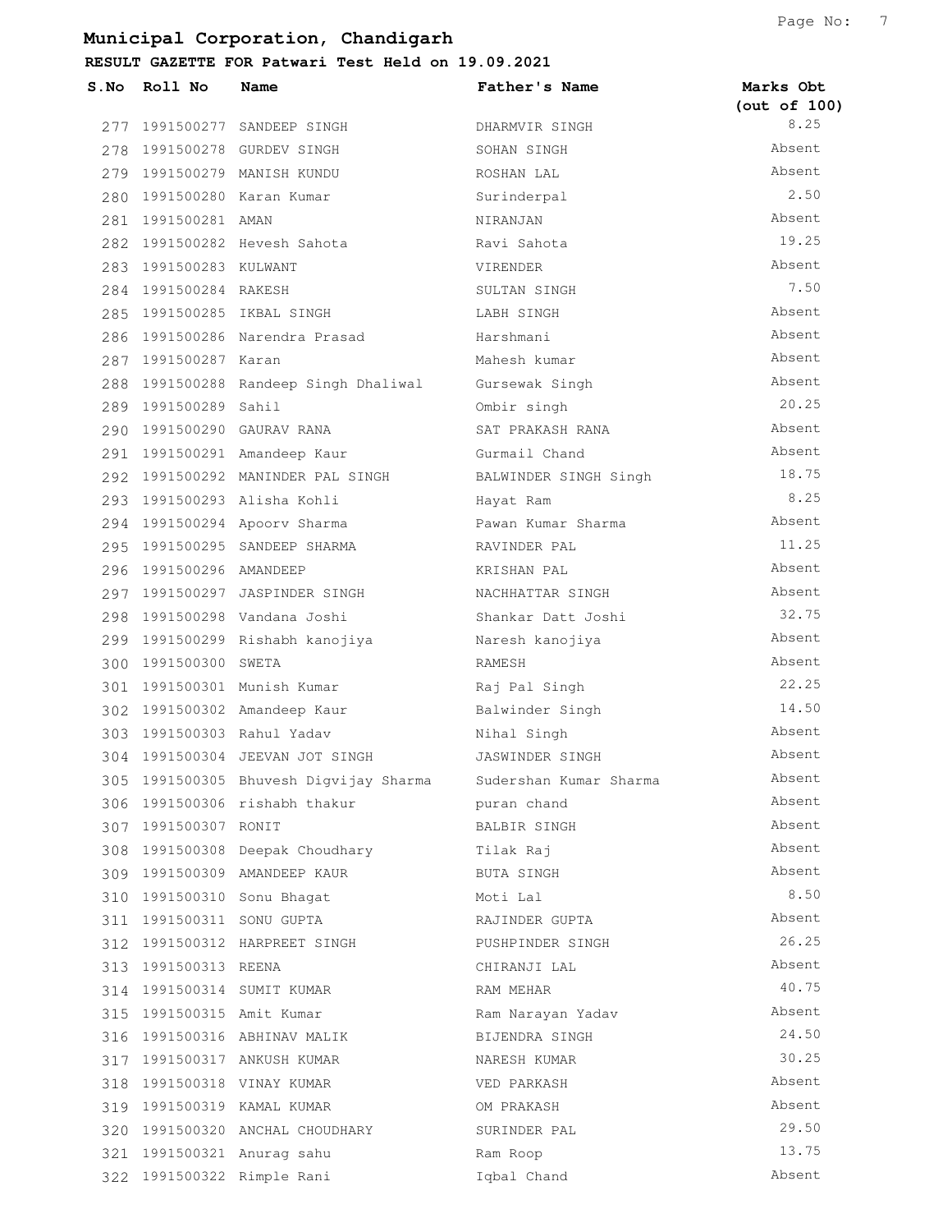## Municipal Corporation, Chandigarh

### RESULT GAZETTE FOR Patwari Test Held on 19.09.2021

| S.No | Roll No | Name | Father's Name | Marks Obt (out of 100) |
|---|---|---|---|---|
| 277 | 1991500277 | SANDEEP SINGH | DHARMVIR SINGH | 8.25 |
| 278 | 1991500278 | GURDEV SINGH | SOHAN SINGH | Absent |
| 279 | 1991500279 | MANISH KUNDU | ROSHAN LAL | Absent |
| 280 | 1991500280 | Karan Kumar | Surinderpal | 2.50 |
| 281 | 1991500281 | AMAN | NIRANJAN | Absent |
| 282 | 1991500282 | Hevesh Sahota | Ravi Sahota | 19.25 |
| 283 | 1991500283 | KULWANT | VIRENDER | Absent |
| 284 | 1991500284 | RAKESH | SULTAN SINGH | 7.50 |
| 285 | 1991500285 | IKBAL SINGH | LABH SINGH | Absent |
| 286 | 1991500286 | Narendra Prasad | Harshmani | Absent |
| 287 | 1991500287 | Karan | Mahesh kumar | Absent |
| 288 | 1991500288 | Randeep Singh Dhaliwal | Gursewak Singh | Absent |
| 289 | 1991500289 | Sahil | Ombir singh | 20.25 |
| 290 | 1991500290 | GAURAV RANA | SAT PRAKASH RANA | Absent |
| 291 | 1991500291 | Amandeep Kaur | Gurmail Chand | Absent |
| 292 | 1991500292 | MANINDER PAL SINGH | BALWINDER SINGH Singh | 18.75 |
| 293 | 1991500293 | Alisha Kohli | Hayat Ram | 8.25 |
| 294 | 1991500294 | Apoorv Sharma | Pawan Kumar Sharma | Absent |
| 295 | 1991500295 | SANDEEP SHARMA | RAVINDER PAL | 11.25 |
| 296 | 1991500296 | AMANDEEP | KRISHAN PAL | Absent |
| 297 | 1991500297 | JASPINDER SINGH | NACHHATTAR SINGH | Absent |
| 298 | 1991500298 | Vandana Joshi | Shankar Datt Joshi | 32.75 |
| 299 | 1991500299 | Rishabh kanojiya | Naresh kanojiya | Absent |
| 300 | 1991500300 | SWETA | RAMESH | Absent |
| 301 | 1991500301 | Munish Kumar | Raj Pal Singh | 22.25 |
| 302 | 1991500302 | Amandeep Kaur | Balwinder Singh | 14.50 |
| 303 | 1991500303 | Rahul Yadav | Nihal Singh | Absent |
| 304 | 1991500304 | JEEVAN JOT SINGH | JASWINDER SINGH | Absent |
| 305 | 1991500305 | Bhuvesh Digvijay Sharma | Sudershan Kumar Sharma | Absent |
| 306 | 1991500306 | rishabh thakur | puran chand | Absent |
| 307 | 1991500307 | RONIT | BALBIR SINGH | Absent |
| 308 | 1991500308 | Deepak Choudhary | Tilak Raj | Absent |
| 309 | 1991500309 | AMANDEEP KAUR | BUTA SINGH | Absent |
| 310 | 1991500310 | Sonu Bhagat | Moti Lal | 8.50 |
| 311 | 1991500311 | SONU GUPTA | RAJINDER GUPTA | Absent |
| 312 | 1991500312 | HARPREET SINGH | PUSHPINDER SINGH | 26.25 |
| 313 | 1991500313 | REENA | CHIRANJI LAL | Absent |
| 314 | 1991500314 | SUMIT KUMAR | RAM MEHAR | 40.75 |
| 315 | 1991500315 | Amit Kumar | Ram Narayan Yadav | Absent |
| 316 | 1991500316 | ABHINAV MALIK | BIJENDRA SINGH | 24.50 |
| 317 | 1991500317 | ANKUSH KUMAR | NARESH KUMAR | 30.25 |
| 318 | 1991500318 | VINAY KUMAR | VED PARKASH | Absent |
| 319 | 1991500319 | KAMAL KUMAR | OM PRAKASH | Absent |
| 320 | 1991500320 | ANCHAL CHOUDHARY | SURINDER PAL | 29.50 |
| 321 | 1991500321 | Anurag sahu | Ram Roop | 13.75 |
| 322 | 1991500322 | Rimple Rani | Iqbal Chand | Absent |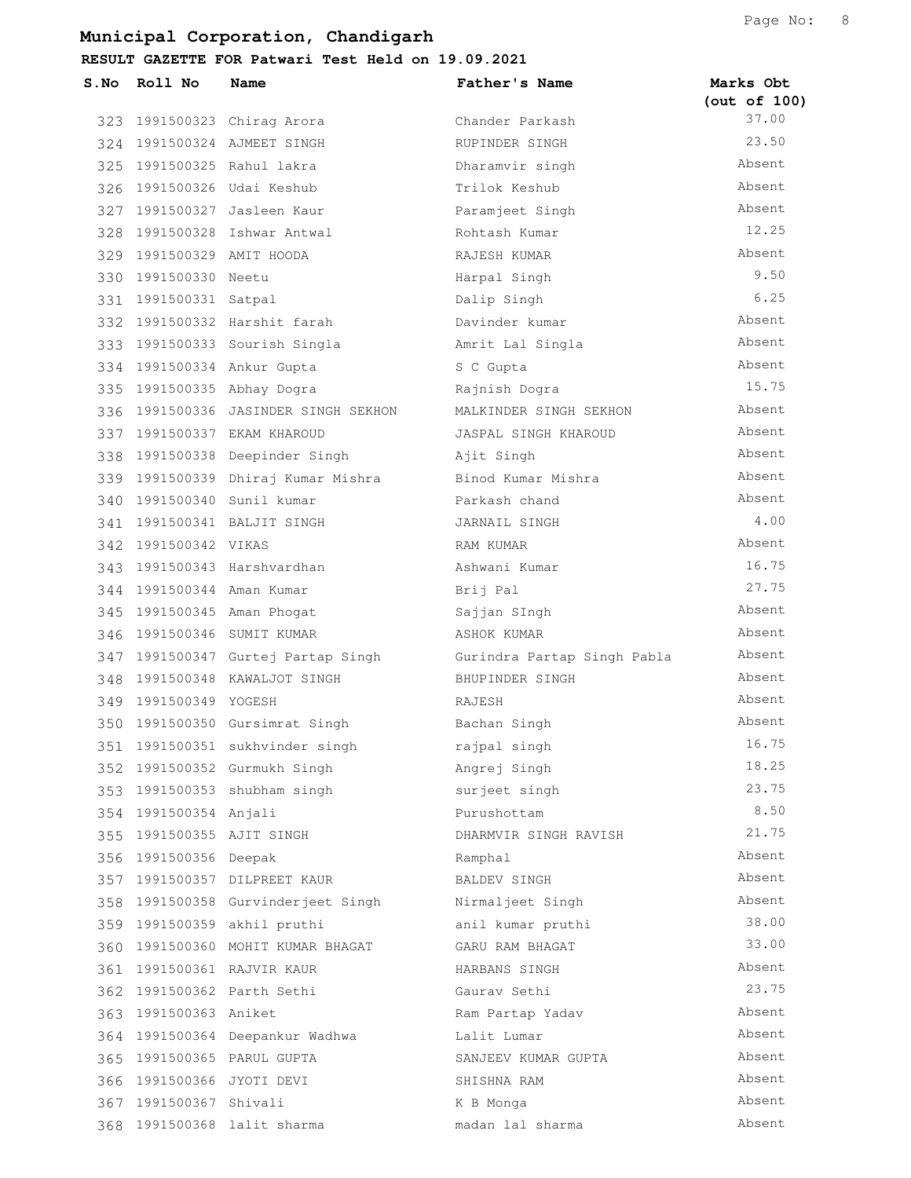# Municipal Corporation, Chandigarh

## RESULT GAZETTE FOR Patwari Test Held on 19.09.2021

| S.No | Roll No | Name | Father's Name | Marks Obt (out of 100) |
|---|---|---|---|---|
| 323 | 1991500323 | Chirag Arora | Chander Parkash | 37.00 |
| 324 | 1991500324 | AJMEET SINGH | RUPINDER SINGH | 23.50 |
| 325 | 1991500325 | Rahul lakra | Dharamvir singh | Absent |
| 326 | 1991500326 | Udai Keshub | Trilok Keshub | Absent |
| 327 | 1991500327 | Jasleen Kaur | Paramjeet Singh | Absent |
| 328 | 1991500328 | Ishwar Antwal | Rohtash Kumar | 12.25 |
| 329 | 1991500329 | AMIT HOODA | RAJESH KUMAR | Absent |
| 330 | 1991500330 | Neetu | Harpal Singh | 9.50 |
| 331 | 1991500331 | Satpal | Dalip Singh | 6.25 |
| 332 | 1991500332 | Harshit farah | Davinder kumar | Absent |
| 333 | 1991500333 | Sourish Singla | Amrit Lal Singla | Absent |
| 334 | 1991500334 | Ankur Gupta | S C Gupta | Absent |
| 335 | 1991500335 | Abhay Dogra | Rajnish Dogra | 15.75 |
| 336 | 1991500336 | JASINDER SINGH SEKHON | MALKINDER SINGH SEKHON | Absent |
| 337 | 1991500337 | EKAM KHAROUD | JASPAL SINGH KHAROUD | Absent |
| 338 | 1991500338 | Deepinder Singh | Ajit Singh | Absent |
| 339 | 1991500339 | Dhiraj Kumar Mishra | Binod Kumar Mishra | Absent |
| 340 | 1991500340 | Sunil kumar | Parkash chand | Absent |
| 341 | 1991500341 | BALJIT SINGH | JARNAIL SINGH | 4.00 |
| 342 | 1991500342 | VIKAS | RAM KUMAR | Absent |
| 343 | 1991500343 | Harshvardhan | Ashwani Kumar | 16.75 |
| 344 | 1991500344 | Aman Kumar | Brij Pal | 27.75 |
| 345 | 1991500345 | Aman Phogat | Sajjan SIngh | Absent |
| 346 | 1991500346 | SUMIT KUMAR | ASHOK KUMAR | Absent |
| 347 | 1991500347 | Gurtej Partap Singh | Gurindra Partap Singh Pabla | Absent |
| 348 | 1991500348 | KAWALJOT SINGH | BHUPINDER SINGH | Absent |
| 349 | 1991500349 | YOGESH | RAJESH | Absent |
| 350 | 1991500350 | Gursimrat Singh | Bachan Singh | Absent |
| 351 | 1991500351 | sukhvinder singh | rajpal singh | 16.75 |
| 352 | 1991500352 | Gurmukh Singh | Angrej Singh | 18.25 |
| 353 | 1991500353 | shubham singh | surjeet singh | 23.75 |
| 354 | 1991500354 | Anjali | Purushottam | 8.50 |
| 355 | 1991500355 | AJIT SINGH | DHARMVIR SINGH RAVISH | 21.75 |
| 356 | 1991500356 | Deepak | Ramphal | Absent |
| 357 | 1991500357 | DILPREET KAUR | BALDEV SINGH | Absent |
| 358 | 1991500358 | Gurvinderjeet Singh | Nirmaljeet Singh | Absent |
| 359 | 1991500359 | akhil pruthi | anil kumar pruthi | 38.00 |
| 360 | 1991500360 | MOHIT KUMAR BHAGAT | GARU RAM BHAGAT | 33.00 |
| 361 | 1991500361 | RAJVIR KAUR | HARBANS SINGH | Absent |
| 362 | 1991500362 | Parth Sethi | Gaurav Sethi | 23.75 |
| 363 | 1991500363 | Aniket | Ram Partap Yadav | Absent |
| 364 | 1991500364 | Deepankur Wadhwa | Lalit Lumar | Absent |
| 365 | 1991500365 | PARUL GUPTA | SANJEEV KUMAR GUPTA | Absent |
| 366 | 1991500366 | JYOTI DEVI | SHISHNA RAM | Absent |
| 367 | 1991500367 | Shivali | K B Monga | Absent |
| 368 | 1991500368 | lalit sharma | madan lal sharma | Absent |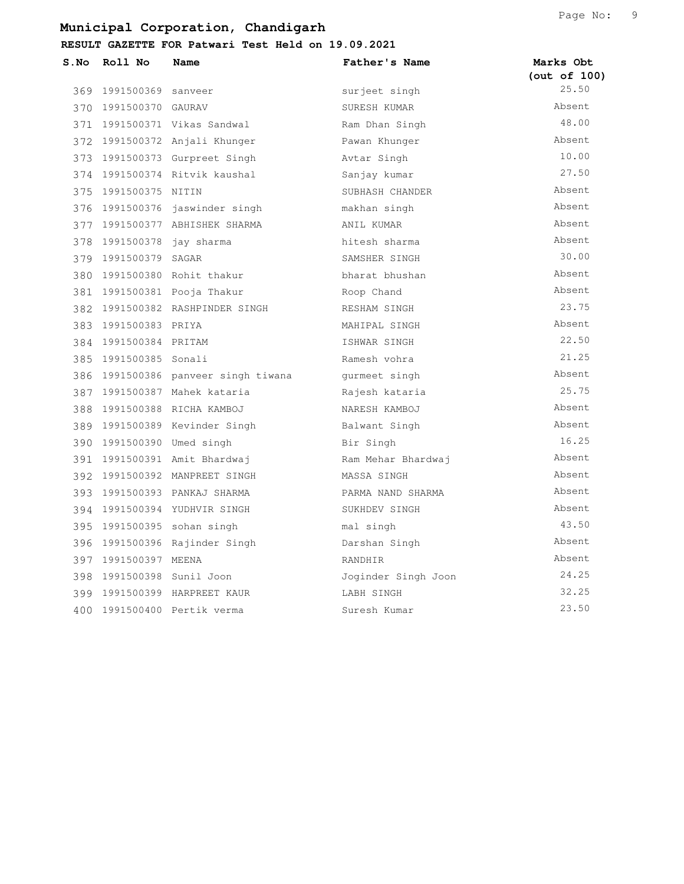# Municipal Corporation, Chandigarh

**RESULT GAZETTE FOR Patwari Test Held on 19.09.2021**

| S.No | Roll No | Name | Father's Name | Marks Obt (out of 100) |
|---|---|---|---|---|
| 369 | 1991500369 | sanveer | surjeet singh | 25.50 |
| 370 | 1991500370 | GAURAV | SURESH KUMAR | Absent |
| 371 | 1991500371 | Vikas Sandwal | Ram Dhan Singh | 48.00 |
| 372 | 1991500372 | Anjali Khunger | Pawan Khunger | Absent |
| 373 | 1991500373 | Gurpreet Singh | Avtar Singh | 10.00 |
| 374 | 1991500374 | Ritvik kaushal | Sanjay kumar | 27.50 |
| 375 | 1991500375 | NITIN | SUBHASH CHANDER | Absent |
| 376 | 1991500376 | jaswinder singh | makhan singh | Absent |
| 377 | 1991500377 | ABHISHEK SHARMA | ANIL KUMAR | Absent |
| 378 | 1991500378 | jay sharma | hitesh sharma | Absent |
| 379 | 1991500379 | SAGAR | SAMSHER SINGH | 30.00 |
| 380 | 1991500380 | Rohit thakur | bharat bhushan | Absent |
| 381 | 1991500381 | Pooja Thakur | Roop Chand | Absent |
| 382 | 1991500382 | RASHPINDER SINGH | RESHAM SINGH | 23.75 |
| 383 | 1991500383 | PRIYA | MAHIPAL SINGH | Absent |
| 384 | 1991500384 | PRITAM | ISHWAR SINGH | 22.50 |
| 385 | 1991500385 | Sonali | Ramesh vohra | 21.25 |
| 386 | 1991500386 | panveer singh tiwana | gurmeet singh | Absent |
| 387 | 1991500387 | Mahek kataria | Rajesh kataria | 25.75 |
| 388 | 1991500388 | RICHA KAMBOJ | NARESH KAMBOJ | Absent |
| 389 | 1991500389 | Kevinder Singh | Balwant Singh | Absent |
| 390 | 1991500390 | Umed singh | Bir Singh | 16.25 |
| 391 | 1991500391 | Amit Bhardwaj | Ram Mehar Bhardwaj | Absent |
| 392 | 1991500392 | MANPREET SINGH | MASSA SINGH | Absent |
| 393 | 1991500393 | PANKAJ SHARMA | PARMA NAND SHARMA | Absent |
| 394 | 1991500394 | YUDHVIR SINGH | SUKHDEV SINGH | Absent |
| 395 | 1991500395 | sohan singh | mal singh | 43.50 |
| 396 | 1991500396 | Rajinder Singh | Darshan Singh | Absent |
| 397 | 1991500397 | MEENA | RANDHIR | Absent |
| 398 | 1991500398 | Sunil Joon | Joginder Singh Joon | 24.25 |
| 399 | 1991500399 | HARPREET KAUR | LABH SINGH | 32.25 |
| 400 | 1991500400 | Pertik verma | Suresh Kumar | 23.50 |